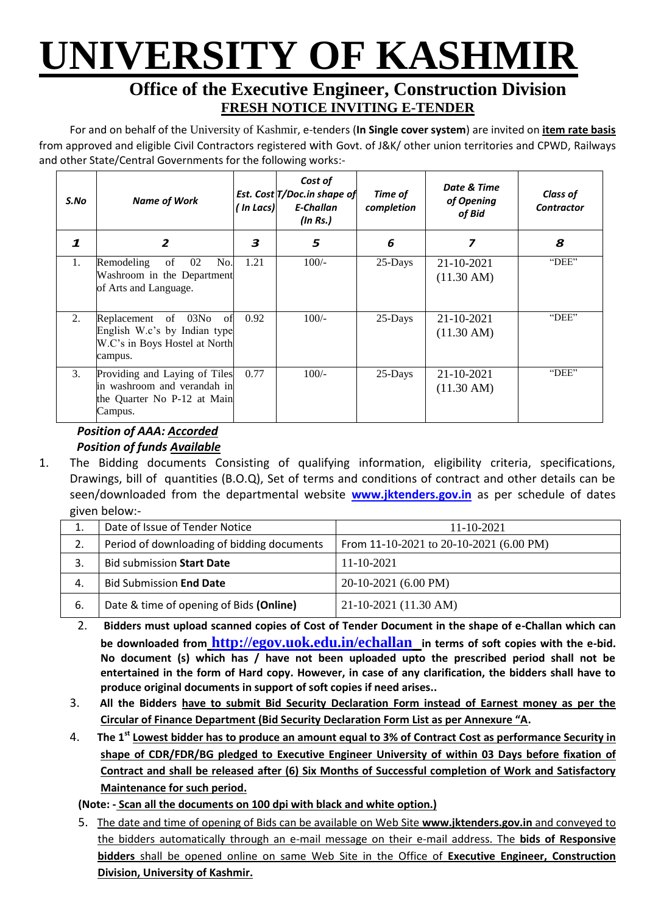# UNIVERSITY OF KASHMIR

## Office of the Executive Engineer, Construction Division

### FRESH NOTICE INVITING E-TENDER

For and on behalf of the University of Kashmir, e-tenders (**In Single cover system**) are invited on **item rate basis** from approved and eligible Civil Contractors registered with Govt. of J&K/ other union territories and CPWD, Railways and other State/Central Governments for the following works:-

| *S.No* | *Name of Work* | *Est. Cost ( In Lacs)* | *Cost of T/Doc.in shape of E-Challan (In Rs.)* | *Time of completion* | *Date & Time of Opening of Bid* | *Class of Contractor* |
|---|---|---|---|---|---|---|
| ***1*** | ***2*** | ***3*** | ***5*** | ***6*** | ***7*** | ***8*** |
| 1. | Remodeling of 02 No. Washroom in the Department of Arts and Language. | 1.21 | 100/- | 25-Days | 21-10-2021 (11.30 AM) | "DEE" |
| 2. | Replacement of 03No of English W.c's by Indian type W.C's in Boys Hostel at North campus. | 0.92 | 100/- | 25-Days | 21-10-2021 (11.30 AM) | "DEE" |
| 3. | Providing and Laying of Tiles in washroom and verandah in the Quarter No P-12 at Main Campus. | 0.77 | 100/- | 25-Days | 21-10-2021 (11.30 AM) | "DEE" |

***Position of AAA: Accorded***
***Position of funds Available***

1. The Bidding documents Consisting of qualifying information, eligibility criteria, specifications, Drawings, bill of quantities (B.O.Q), Set of terms and conditions of contract and other details can be seen/downloaded from the departmental website **www.jktenders.gov.in** as per schedule of dates given below:-

| 1. | Date of Issue of Tender Notice | 11-10-2021 |
|---|---|---|
| 2. | Period of downloading of bidding documents | From 11-10-2021 to 20-10-2021 (6.00 PM) |
| 3. | Bid submission **Start Date** | 11-10-2021 |
| 4. | Bid Submission **End Date** | 20-10-2021 (6.00 PM) |
| 6. | Date & time of opening of Bids **(Online)** | 21-10-2021 (11.30 AM) |

2. **Bidders must upload scanned copies of Cost of Tender Document in the shape of e-Challan which can be downloaded from http://egov.uok.edu.in/echallan in terms of soft copies with the e-bid. No document (s) which has / have not been uploaded upto the prescribed period shall not be entertained in the form of Hard copy. However, in case of any clarification, the bidders shall have to produce original documents in support of soft copies if need arises..**

3. **All the Bidders have to submit Bid Security Declaration Form instead of Earnest money as per the Circular of Finance Department (Bid Security Declaration Form List as per Annexure "A.**

4. **The 1st Lowest bidder has to produce an amount equal to 3% of Contract Cost as performance Security in shape of CDR/FDR/BG pledged to Executive Engineer University of within 03 Days before fixation of Contract and shall be released after (6) Six Months of Successful completion of Work and Satisfactory Maintenance for such period.**

**(Note: - Scan all the documents on 100 dpi with black and white option.)**

5. The date and time of opening of Bids can be available on Web Site **www.jktenders.gov.in** and conveyed to the bidders automatically through an e-mail message on their e-mail address. The **bids of Responsive bidders** shall be opened online on same Web Site in the Office of **Executive Engineer, Construction Division, University of Kashmir.**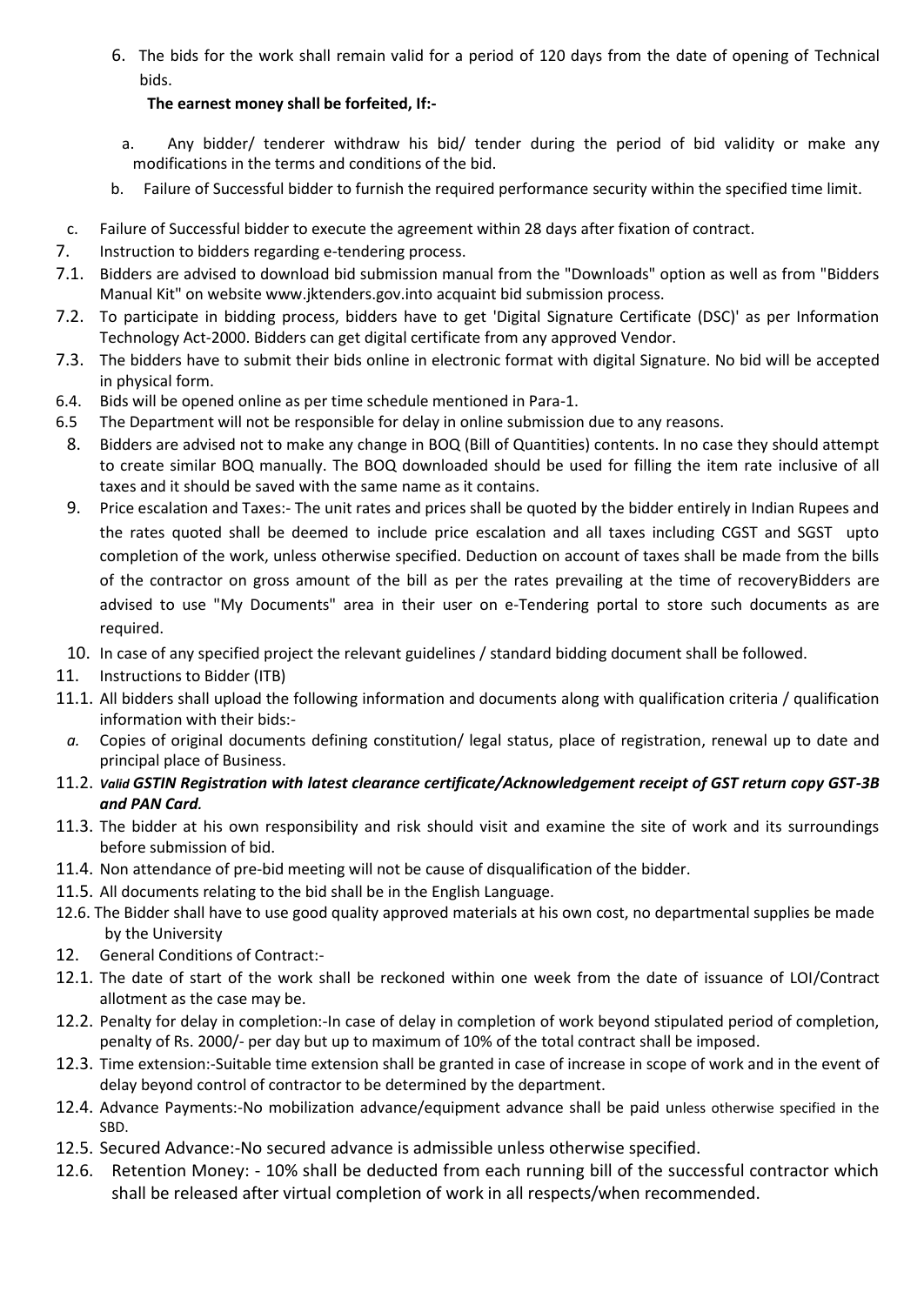6. The bids for the work shall remain valid for a period of 120 days from the date of opening of Technical bids.

**The earnest money shall be forfeited, If:-**

a. Any bidder/ tenderer withdraw his bid/ tender during the period of bid validity or make any modifications in the terms and conditions of the bid.

b. Failure of Successful bidder to furnish the required performance security within the specified time limit.

c. Failure of Successful bidder to execute the agreement within 28 days after fixation of contract.

7. Instruction to bidders regarding e-tendering process.

7.1. Bidders are advised to download bid submission manual from the "Downloads" option as well as from "Bidders Manual Kit" on website www.jktenders.gov.into acquaint bid submission process.

7.2. To participate in bidding process, bidders have to get 'Digital Signature Certificate (DSC)' as per Information Technology Act-2000. Bidders can get digital certificate from any approved Vendor.

7.3. The bidders have to submit their bids online in electronic format with digital Signature. No bid will be accepted in physical form.

6.4. Bids will be opened online as per time schedule mentioned in Para-1.

6.5 The Department will not be responsible for delay in online submission due to any reasons.

8. Bidders are advised not to make any change in BOQ (Bill of Quantities) contents. In no case they should attempt to create similar BOQ manually. The BOQ downloaded should be used for filling the item rate inclusive of all taxes and it should be saved with the same name as it contains.

9. Price escalation and Taxes:- The unit rates and prices shall be quoted by the bidder entirely in Indian Rupees and the rates quoted shall be deemed to include price escalation and all taxes including CGST and SGST upto completion of the work, unless otherwise specified. Deduction on account of taxes shall be made from the bills of the contractor on gross amount of the bill as per the rates prevailing at the time of recoveryBidders are advised to use "My Documents" area in their user on e-Tendering portal to store such documents as are required.

10. In case of any specified project the relevant guidelines / standard bidding document shall be followed.

11. Instructions to Bidder (ITB)

11.1. All bidders shall upload the following information and documents along with qualification criteria / qualification information with their bids:-

*a.* Copies of original documents defining constitution/ legal status, place of registration, renewal up to date and principal place of Business.

11.2. ***Valid GSTIN Registration with latest clearance certificate/Acknowledgement receipt of GST return copy GST-3B and PAN Card.***

11.3. The bidder at his own responsibility and risk should visit and examine the site of work and its surroundings before submission of bid.

11.4. Non attendance of pre-bid meeting will not be cause of disqualification of the bidder.

11.5. All documents relating to the bid shall be in the English Language.

12.6. The Bidder shall have to use good quality approved materials at his own cost, no departmental supplies be made by the University

12. General Conditions of Contract:-

12.1. The date of start of the work shall be reckoned within one week from the date of issuance of LOI/Contract allotment as the case may be.

12.2. Penalty for delay in completion:-In case of delay in completion of work beyond stipulated period of completion, penalty of Rs. 2000/- per day but up to maximum of 10% of the total contract shall be imposed.

12.3. Time extension:-Suitable time extension shall be granted in case of increase in scope of work and in the event of delay beyond control of contractor to be determined by the department.

12.4. Advance Payments:-No mobilization advance/equipment advance shall be paid unless otherwise specified in the SBD.

12.5. Secured Advance:-No secured advance is admissible unless otherwise specified.

12.6. Retention Money: - 10% shall be deducted from each running bill of the successful contractor which shall be released after virtual completion of work in all respects/when recommended.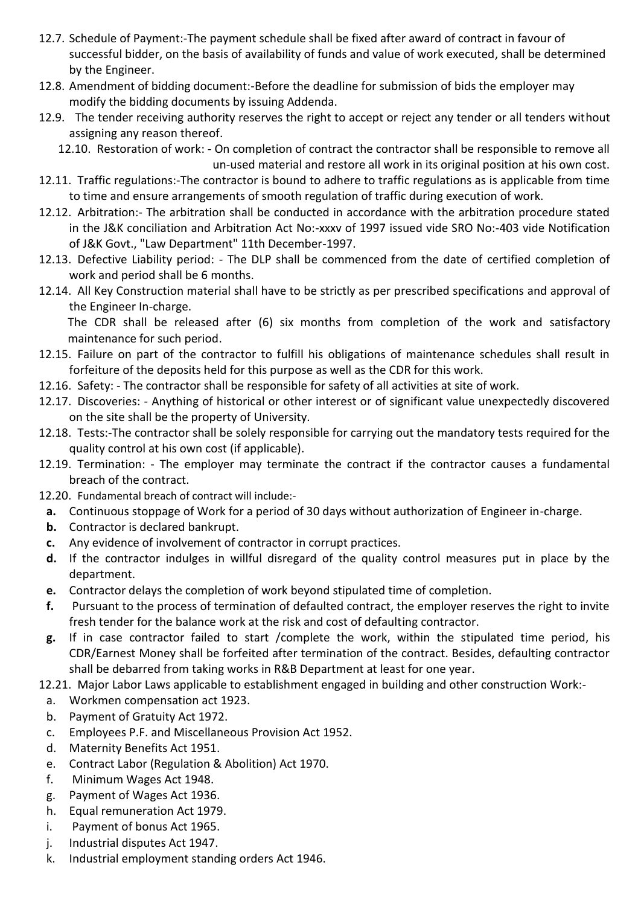12.7. Schedule of Payment:-The payment schedule shall be fixed after award of contract in favour of successful bidder, on the basis of availability of funds and value of work executed, shall be determined by the Engineer.

12.8. Amendment of bidding document:-Before the deadline for submission of bids the employer may modify the bidding documents by issuing Addenda.

12.9. The tender receiving authority reserves the right to accept or reject any tender or all tenders without assigning any reason thereof.

12.10. Restoration of work: - On completion of contract the contractor shall be responsible to remove all un-used material and restore all work in its original position at his own cost.

12.11. Traffic regulations:-The contractor is bound to adhere to traffic regulations as is applicable from time to time and ensure arrangements of smooth regulation of traffic during execution of work.

12.12. Arbitration:- The arbitration shall be conducted in accordance with the arbitration procedure stated in the J&K conciliation and Arbitration Act No:-xxxv of 1997 issued vide SRO No:-403 vide Notification of J&K Govt., "Law Department" 11th December-1997.

12.13. Defective Liability period: - The DLP shall be commenced from the date of certified completion of work and period shall be 6 months.

12.14. All Key Construction material shall have to be strictly as per prescribed specifications and approval of the Engineer In-charge.

The CDR shall be released after (6) six months from completion of the work and satisfactory maintenance for such period.

12.15. Failure on part of the contractor to fulfill his obligations of maintenance schedules shall result in forfeiture of the deposits held for this purpose as well as the CDR for this work.

12.16. Safety: - The contractor shall be responsible for safety of all activities at site of work.

12.17. Discoveries: - Anything of historical or other interest or of significant value unexpectedly discovered on the site shall be the property of University.

12.18. Tests:-The contractor shall be solely responsible for carrying out the mandatory tests required for the quality control at his own cost (if applicable).

12.19. Termination: - The employer may terminate the contract if the contractor causes a fundamental breach of the contract.

12.20. Fundamental breach of contract will include:-

- **a.** Continuous stoppage of Work for a period of 30 days without authorization of Engineer in-charge.
- **b.** Contractor is declared bankrupt.
- **c.** Any evidence of involvement of contractor in corrupt practices.
- **d.** If the contractor indulges in willful disregard of the quality control measures put in place by the department.
- **e.** Contractor delays the completion of work beyond stipulated time of completion.
- **f.** Pursuant to the process of termination of defaulted contract, the employer reserves the right to invite fresh tender for the balance work at the risk and cost of defaulting contractor.
- **g.** If in case contractor failed to start /complete the work, within the stipulated time period, his CDR/Earnest Money shall be forfeited after termination of the contract. Besides, defaulting contractor shall be debarred from taking works in R&B Department at least for one year.

12.21. Major Labor Laws applicable to establishment engaged in building and other construction Work:-

- a. Workmen compensation act 1923.
- b. Payment of Gratuity Act 1972.
- c. Employees P.F. and Miscellaneous Provision Act 1952.
- d. Maternity Benefits Act 1951.
- e. Contract Labor (Regulation & Abolition) Act 1970.
- f. Minimum Wages Act 1948.
- g. Payment of Wages Act 1936.
- h. Equal remuneration Act 1979.
- i. Payment of bonus Act 1965.
- j. Industrial disputes Act 1947.
- k. Industrial employment standing orders Act 1946.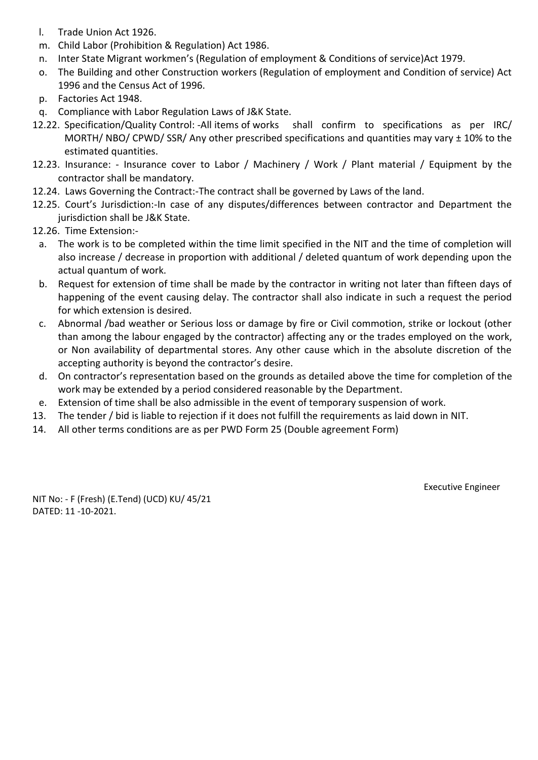l. Trade Union Act 1926.
m. Child Labor (Prohibition & Regulation) Act 1986.
n. Inter State Migrant workmen's (Regulation of employment & Conditions of service)Act 1979.
o. The Building and other Construction workers (Regulation of employment and Condition of service) Act 1996 and the Census Act of 1996.
p. Factories Act 1948.
q. Compliance with Labor Regulation Laws of J&K State.

12.22. Specification/Quality Control: -All items of works shall confirm to specifications as per IRC/ MORTH/ NBO/ CPWD/ SSR/ Any other prescribed specifications and quantities may vary ± 10% to the estimated quantities.

12.23. Insurance: - Insurance cover to Labor / Machinery / Work / Plant material / Equipment by the contractor shall be mandatory.

12.24. Laws Governing the Contract:-The contract shall be governed by Laws of the land.

12.25. Court's Jurisdiction:-In case of any disputes/differences between contractor and Department the jurisdiction shall be J&K State.

12.26. Time Extension:-

a. The work is to be completed within the time limit specified in the NIT and the time of completion will also increase / decrease in proportion with additional / deleted quantum of work depending upon the actual quantum of work.
b. Request for extension of time shall be made by the contractor in writing not later than fifteen days of happening of the event causing delay. The contractor shall also indicate in such a request the period for which extension is desired.
c. Abnormal /bad weather or Serious loss or damage by fire or Civil commotion, strike or lockout (other than among the labour engaged by the contractor) affecting any or the trades employed on the work, or Non availability of departmental stores. Any other cause which in the absolute discretion of the accepting authority is beyond the contractor's desire.
d. On contractor's representation based on the grounds as detailed above the time for completion of the work may be extended by a period considered reasonable by the Department.
e. Extension of time shall be also admissible in the event of temporary suspension of work.

13. The tender / bid is liable to rejection if it does not fulfill the requirements as laid down in NIT.

14. All other terms conditions are as per PWD Form 25 (Double agreement Form)

Executive Engineer

NIT No: - F (Fresh) (E.Tend) (UCD) KU/ 45/21
DATED: 11 -10-2021.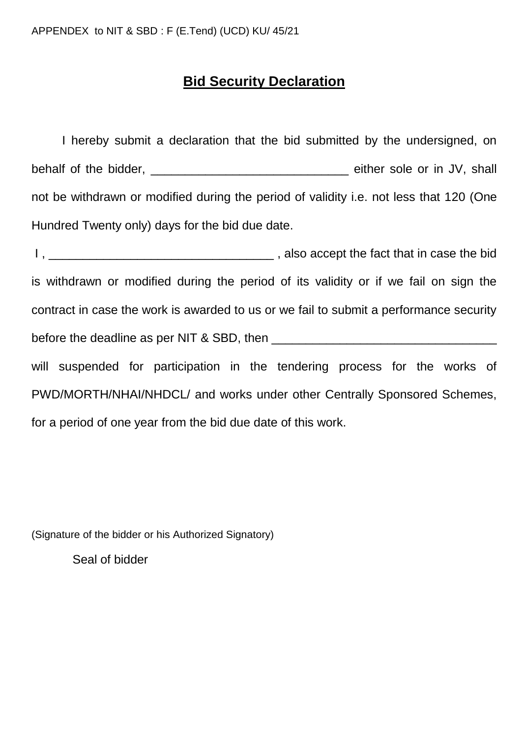APPENDEX to NIT & SBD : F (E.Tend) (UCD) KU/ 45/21

# Bid Security Declaration

I hereby submit a declaration that the bid submitted by the undersigned, on behalf of the bidder, ______________________________ either sole or in JV, shall not be withdrawn or modified during the period of validity i.e. not less that 120 (One Hundred Twenty only) days for the bid due date.

I , __________________________________ , also accept the fact that in case the bid is withdrawn or modified during the period of its validity or if we fail on sign the contract in case the work is awarded to us or we fail to submit a performance security before the deadline as per NIT & SBD, then _________________________________ will suspended for participation in the tendering process for the works of PWD/MORTH/NHAI/NHDCL/ and works under other Centrally Sponsored Schemes, for a period of one year from the bid due date of this work.

(Signature of the bidder or his Authorized Signatory)

Seal of bidder